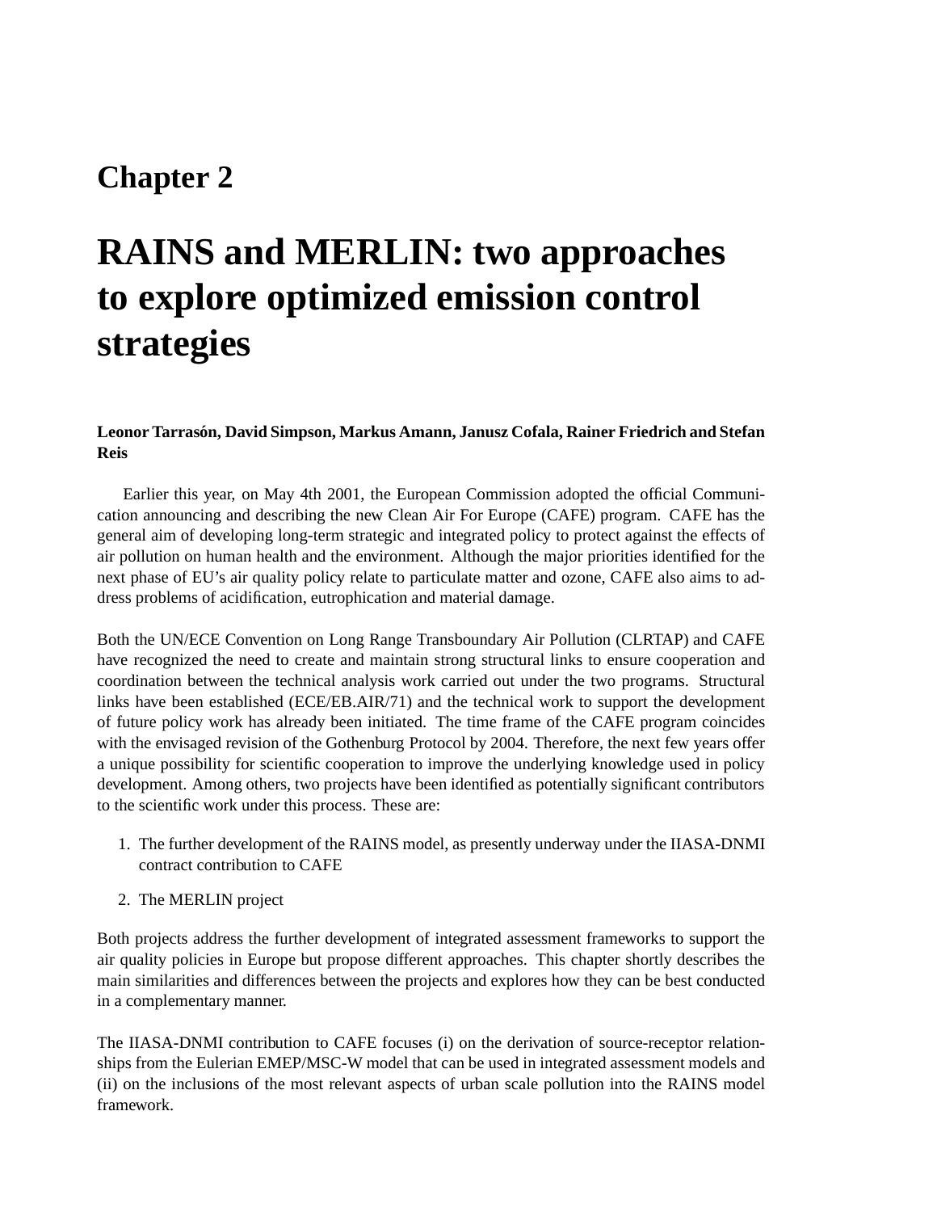# Chapter 2

# RAINS and MERLIN: two approaches to explore optimized emission control strategies

**Leonor Tarrasón, David Simpson, Markus Amann, Janusz Cofala, Rainer Friedrich and Stefan Reis**

Earlier this year, on May 4th 2001, the European Commission adopted the official Communication announcing and describing the new Clean Air For Europe (CAFE) program. CAFE has the general aim of developing long-term strategic and integrated policy to protect against the effects of air pollution on human health and the environment. Although the major priorities identified for the next phase of EU's air quality policy relate to particulate matter and ozone, CAFE also aims to address problems of acidification, eutrophication and material damage.

Both the UN/ECE Convention on Long Range Transboundary Air Pollution (CLRTAP) and CAFE have recognized the need to create and maintain strong structural links to ensure cooperation and coordination between the technical analysis work carried out under the two programs. Structural links have been established (ECE/EB.AIR/71) and the technical work to support the development of future policy work has already been initiated. The time frame of the CAFE program coincides with the envisaged revision of the Gothenburg Protocol by 2004. Therefore, the next few years offer a unique possibility for scientific cooperation to improve the underlying knowledge used in policy development. Among others, two projects have been identified as potentially significant contributors to the scientific work under this process. These are:

1. The further development of the RAINS model, as presently underway under the IIASA-DNMI contract contribution to CAFE
2. The MERLIN project

Both projects address the further development of integrated assessment frameworks to support the air quality policies in Europe but propose different approaches. This chapter shortly describes the main similarities and differences between the projects and explores how they can be best conducted in a complementary manner.

The IIASA-DNMI contribution to CAFE focuses (i) on the derivation of source-receptor relationships from the Eulerian EMEP/MSC-W model that can be used in integrated assessment models and (ii) on the inclusions of the most relevant aspects of urban scale pollution into the RAINS model framework.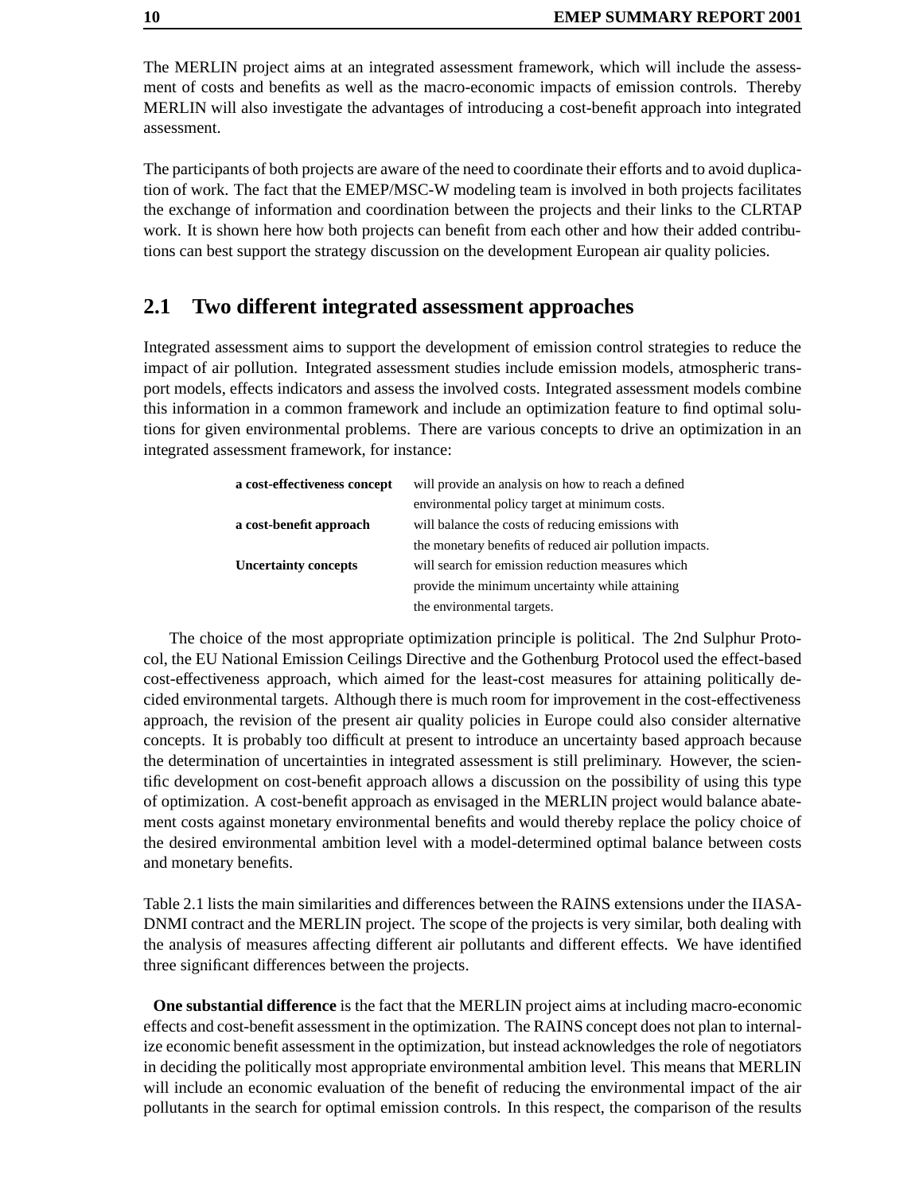The MERLIN project aims at an integrated assessment framework, which will include the assessment of costs and benefits as well as the macro-economic impacts of emission controls. Thereby MERLIN will also investigate the advantages of introducing a cost-benefit approach into integrated assessment.

The participants of both projects are aware of the need to coordinate their efforts and to avoid duplication of work. The fact that the EMEP/MSC-W modeling team is involved in both projects facilitates the exchange of information and coordination between the projects and their links to the CLRTAP work. It is shown here how both projects can benefit from each other and how their added contributions can best support the strategy discussion on the development European air quality policies.

## 2.1 Two different integrated assessment approaches

Integrated assessment aims to support the development of emission control strategies to reduce the impact of air pollution. Integrated assessment studies include emission models, atmospheric transport models, effects indicators and assess the involved costs. Integrated assessment models combine this information in a common framework and include an optimization feature to find optimal solutions for given environmental problems. There are various concepts to drive an optimization in an integrated assessment framework, for instance:

| | |
|---|---|
| **a cost-effectiveness concept** | will provide an analysis on how to reach a defined environmental policy target at minimum costs. |
| **a cost-benefit approach** | will balance the costs of reducing emissions with the monetary benefits of reduced air pollution impacts. |
| **Uncertainty concepts** | will search for emission reduction measures which provide the minimum uncertainty while attaining the environmental targets. |

The choice of the most appropriate optimization principle is political. The 2nd Sulphur Protocol, the EU National Emission Ceilings Directive and the Gothenburg Protocol used the effect-based cost-effectiveness approach, which aimed for the least-cost measures for attaining politically decided environmental targets. Although there is much room for improvement in the cost-effectiveness approach, the revision of the present air quality policies in Europe could also consider alternative concepts. It is probably too difficult at present to introduce an uncertainty based approach because the determination of uncertainties in integrated assessment is still preliminary. However, the scientific development on cost-benefit approach allows a discussion on the possibility of using this type of optimization. A cost-benefit approach as envisaged in the MERLIN project would balance abatement costs against monetary environmental benefits and would thereby replace the policy choice of the desired environmental ambition level with a model-determined optimal balance between costs and monetary benefits.

Table 2.1 lists the main similarities and differences between the RAINS extensions under the IIASA-DNMI contract and the MERLIN project. The scope of the projects is very similar, both dealing with the analysis of measures affecting different air pollutants and different effects. We have identified three significant differences between the projects.

**One substantial difference** is the fact that the MERLIN project aims at including macro-economic effects and cost-benefit assessment in the optimization. The RAINS concept does not plan to internalize economic benefit assessment in the optimization, but instead acknowledges the role of negotiators in deciding the politically most appropriate environmental ambition level. This means that MERLIN will include an economic evaluation of the benefit of reducing the environmental impact of the air pollutants in the search for optimal emission controls. In this respect, the comparison of the results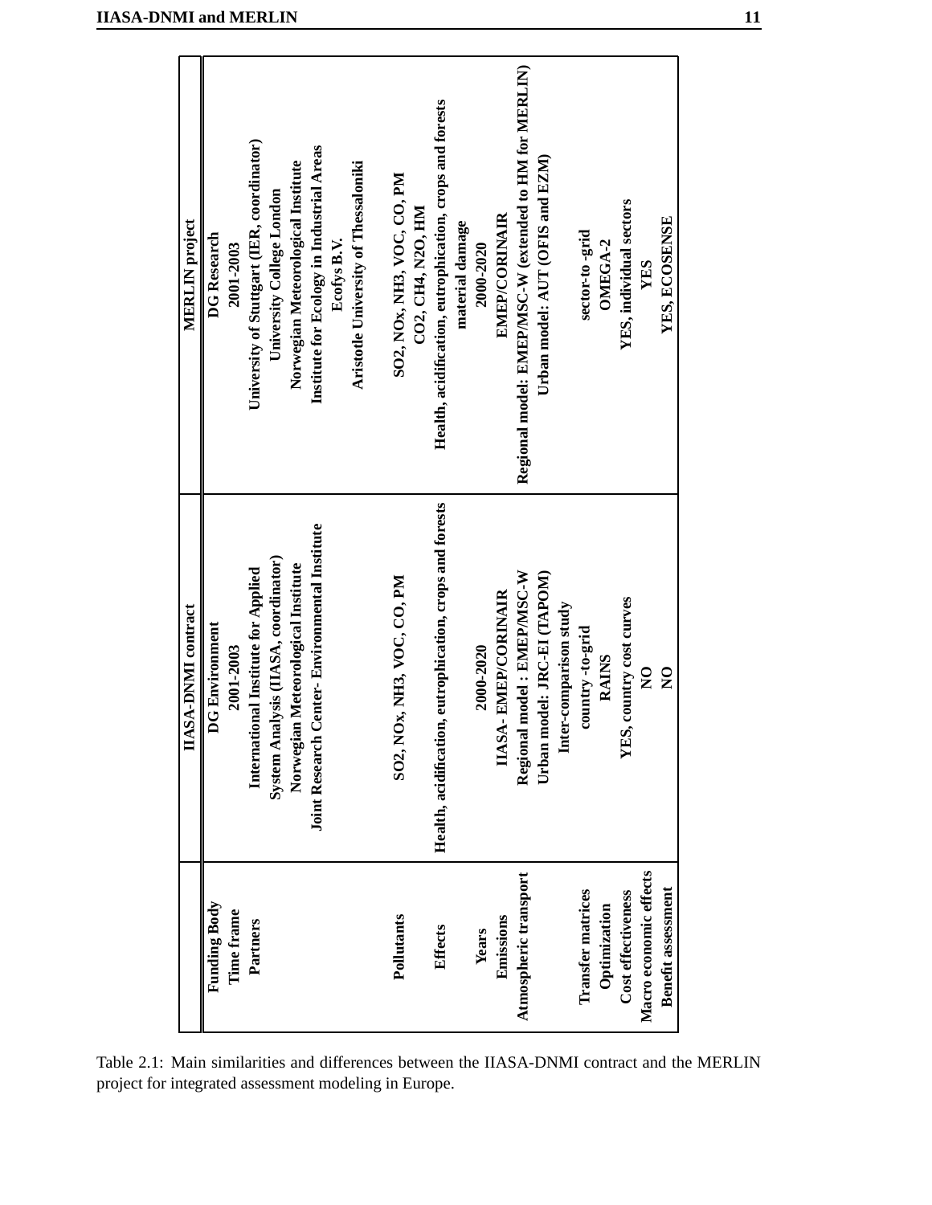| | IIASA-DNMI contract | MERLIN project |
|---|---|---|
| Funding Body | DG Environment | DG Research |
| Time frame | 2001-2003 | 2001-2003 |
| Partners | International Institute for Applied System Analysis (IIASA, coordinator) Norwegian Meteorological Institute Joint Research Center- Environmental Institute | University of Stuttgart (IER, coordinator) University College London Norwegian Meteorological Institute Institute for Ecology in Industrial Areas Ecofys B.V. Aristotle University of Thessaloniki |
| Pollutants | $SO_2$, $NO_x$, $NH_3$, VOC, CO, PM | $SO_2$, $NO_x$, $NH_3$, VOC, CO, PM $CO_2$, $CH_4$, $N_2O$, HM |
| Effects | Health, acidification, eutrophication, crops and forests | Health, acidification, eutrophication, crops and forests material damage |
| Years | 2000-2020 | 2000-2020 |
| Emissions | IIASA- EMEP/CORINAIR | EMEP/CORINAIR |
| Atmospheric transport | Regional model : EMEP/MSC-W Urban model: JRC-EI (TAPOM) Inter-comparison study | Regional model: EMEP/MSC-W (extended to HM for MERLIN) Urban model: AUT (OFIS and EZM) |
| Transfer matrices | country -to-grid | sector-to -grid |
| Optimization | RAINS | OMEGA-2 |
| Cost effectiveness | YES, country cost curves | YES, individual sectors |
| Macro economic effects | NO | YES |
| Benefit assessment | NO | YES, ECOSENSE |

Table 2.1: Main similarities and differences between the IIASA-DNMI contract and the MERLIN project for integrated assessment modeling in Europe.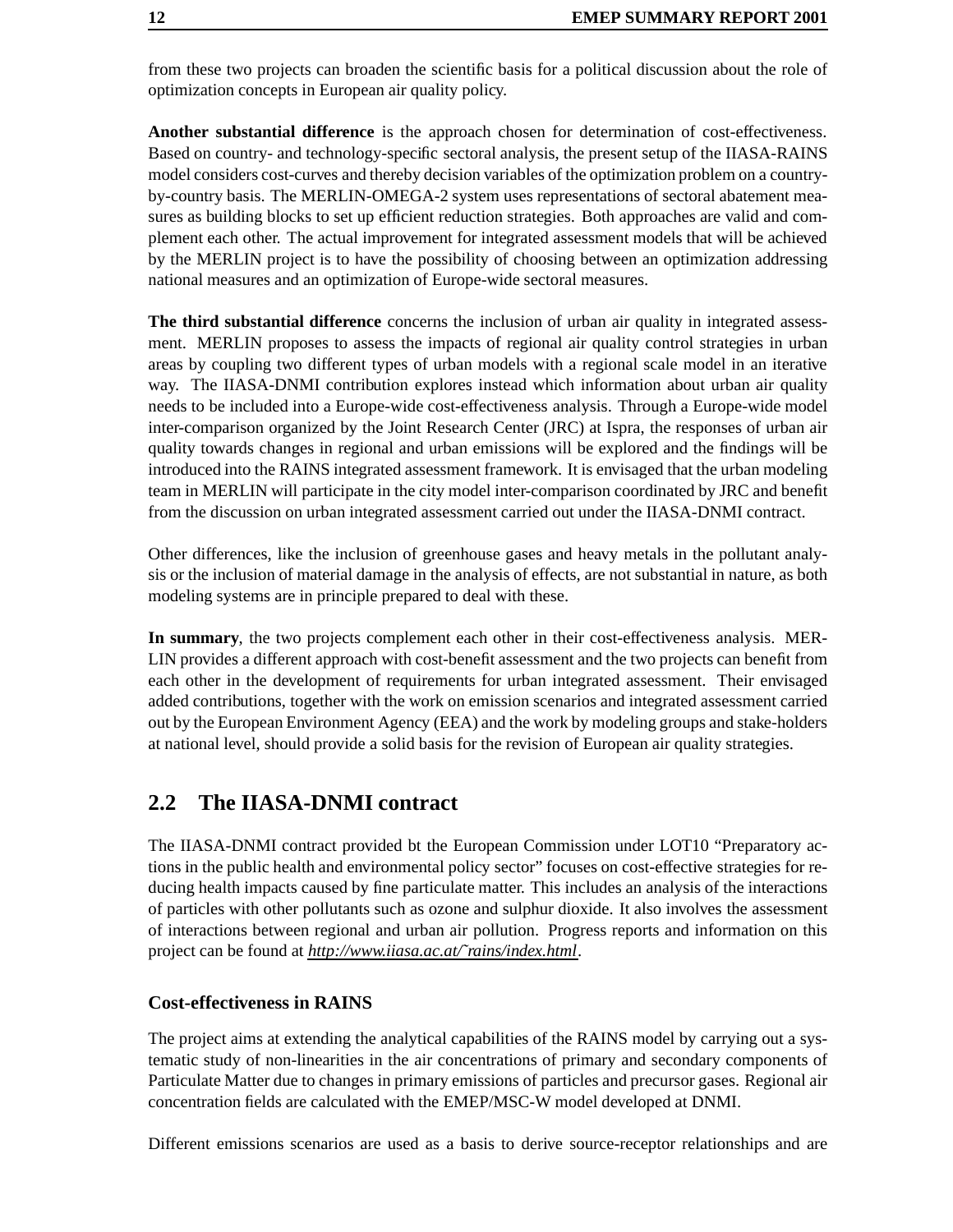from these two projects can broaden the scientific basis for a political discussion about the role of optimization concepts in European air quality policy.

**Another substantial difference** is the approach chosen for determination of cost-effectiveness. Based on country- and technology-specific sectoral analysis, the present setup of the IIASA-RAINS model considers cost-curves and thereby decision variables of the optimization problem on a country-by-country basis. The MERLIN-OMEGA-2 system uses representations of sectoral abatement measures as building blocks to set up efficient reduction strategies. Both approaches are valid and complement each other. The actual improvement for integrated assessment models that will be achieved by the MERLIN project is to have the possibility of choosing between an optimization addressing national measures and an optimization of Europe-wide sectoral measures.

**The third substantial difference** concerns the inclusion of urban air quality in integrated assessment. MERLIN proposes to assess the impacts of regional air quality control strategies in urban areas by coupling two different types of urban models with a regional scale model in an iterative way. The IIASA-DNMI contribution explores instead which information about urban air quality needs to be included into a Europe-wide cost-effectiveness analysis. Through a Europe-wide model inter-comparison organized by the Joint Research Center (JRC) at Ispra, the responses of urban air quality towards changes in regional and urban emissions will be explored and the findings will be introduced into the RAINS integrated assessment framework. It is envisaged that the urban modeling team in MERLIN will participate in the city model inter-comparison coordinated by JRC and benefit from the discussion on urban integrated assessment carried out under the IIASA-DNMI contract.

Other differences, like the inclusion of greenhouse gases and heavy metals in the pollutant analysis or the inclusion of material damage in the analysis of effects, are not substantial in nature, as both modeling systems are in principle prepared to deal with these.

**In summary**, the two projects complement each other in their cost-effectiveness analysis. MERLIN provides a different approach with cost-benefit assessment and the two projects can benefit from each other in the development of requirements for urban integrated assessment. Their envisaged added contributions, together with the work on emission scenarios and integrated assessment carried out by the European Environment Agency (EEA) and the work by modeling groups and stake-holders at national level, should provide a solid basis for the revision of European air quality strategies.

## 2.2 The IIASA-DNMI contract

The IIASA-DNMI contract provided bt the European Commission under LOT10 "Preparatory actions in the public health and environmental policy sector" focuses on cost-effective strategies for reducing health impacts caused by fine particulate matter. This includes an analysis of the interactions of particles with other pollutants such as ozone and sulphur dioxide. It also involves the assessment of interactions between regional and urban air pollution. Progress reports and information on this project can be found at *http://www.iiasa.ac.at/˜rains/index.html*.

### Cost-effectiveness in RAINS

The project aims at extending the analytical capabilities of the RAINS model by carrying out a systematic study of non-linearities in the air concentrations of primary and secondary components of Particulate Matter due to changes in primary emissions of particles and precursor gases. Regional air concentration fields are calculated with the EMEP/MSC-W model developed at DNMI.

Different emissions scenarios are used as a basis to derive source-receptor relationships and are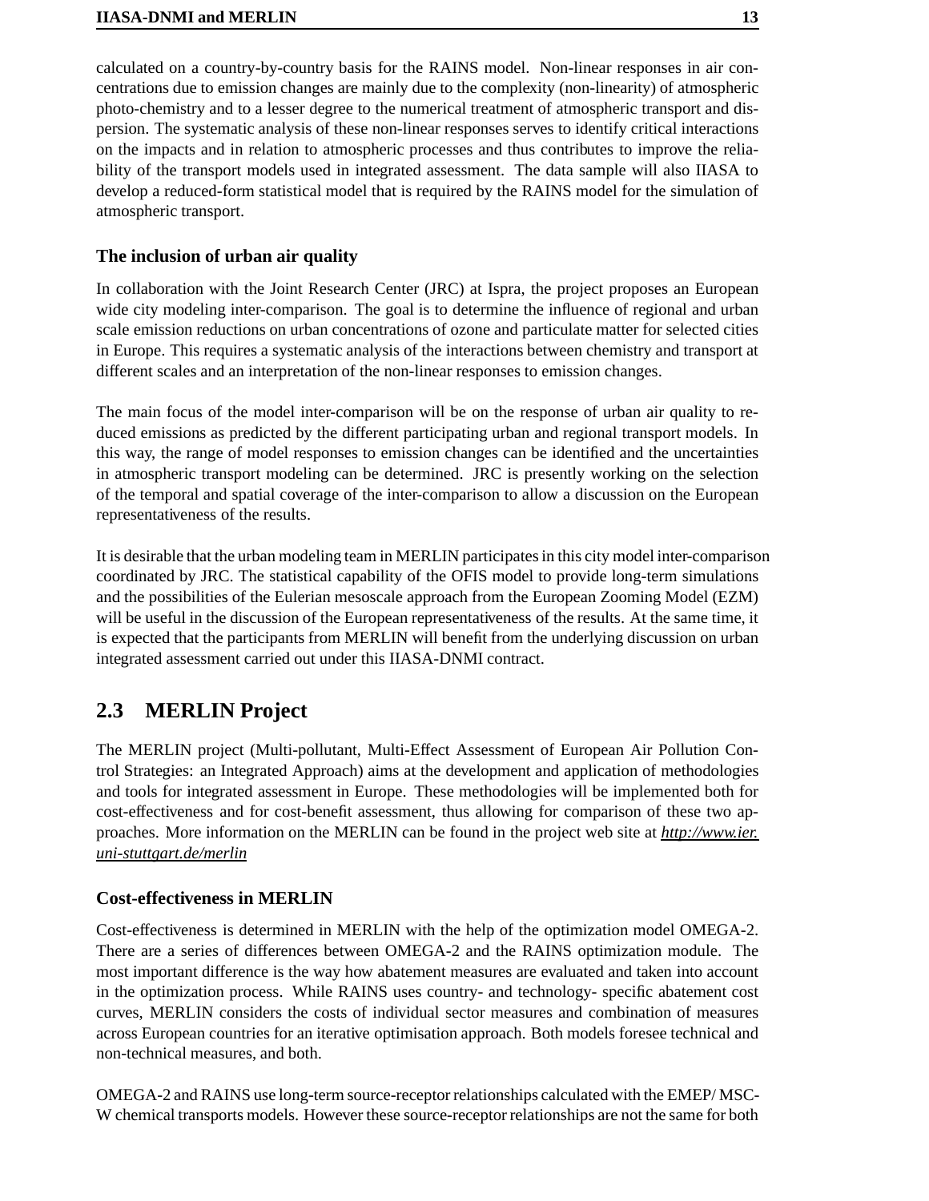calculated on a country-by-country basis for the RAINS model. Non-linear responses in air concentrations due to emission changes are mainly due to the complexity (non-linearity) of atmospheric photo-chemistry and to a lesser degree to the numerical treatment of atmospheric transport and dispersion. The systematic analysis of these non-linear responses serves to identify critical interactions on the impacts and in relation to atmospheric processes and thus contributes to improve the reliability of the transport models used in integrated assessment. The data sample will also IIASA to develop a reduced-form statistical model that is required by the RAINS model for the simulation of atmospheric transport.

### The inclusion of urban air quality

In collaboration with the Joint Research Center (JRC) at Ispra, the project proposes an European wide city modeling inter-comparison. The goal is to determine the influence of regional and urban scale emission reductions on urban concentrations of ozone and particulate matter for selected cities in Europe. This requires a systematic analysis of the interactions between chemistry and transport at different scales and an interpretation of the non-linear responses to emission changes.

The main focus of the model inter-comparison will be on the response of urban air quality to reduced emissions as predicted by the different participating urban and regional transport models. In this way, the range of model responses to emission changes can be identified and the uncertainties in atmospheric transport modeling can be determined. JRC is presently working on the selection of the temporal and spatial coverage of the inter-comparison to allow a discussion on the European representativeness of the results.

It is desirable that the urban modeling team in MERLIN participates in this city model inter-comparison coordinated by JRC. The statistical capability of the OFIS model to provide long-term simulations and the possibilities of the Eulerian mesoscale approach from the European Zooming Model (EZM) will be useful in the discussion of the European representativeness of the results. At the same time, it is expected that the participants from MERLIN will benefit from the underlying discussion on urban integrated assessment carried out under this IIASA-DNMI contract.

## 2.3 MERLIN Project

The MERLIN project (Multi-pollutant, Multi-Effect Assessment of European Air Pollution Control Strategies: an Integrated Approach) aims at the development and application of methodologies and tools for integrated assessment in Europe. These methodologies will be implemented both for cost-effectiveness and for cost-benefit assessment, thus allowing for comparison of these two approaches. More information on the MERLIN can be found in the project web site at *http://www.ier.uni-stuttgart.de/merlin*

### Cost-effectiveness in MERLIN

Cost-effectiveness is determined in MERLIN with the help of the optimization model OMEGA-2. There are a series of differences between OMEGA-2 and the RAINS optimization module. The most important difference is the way how abatement measures are evaluated and taken into account in the optimization process. While RAINS uses country- and technology- specific abatement cost curves, MERLIN considers the costs of individual sector measures and combination of measures across European countries for an iterative optimisation approach. Both models foresee technical and non-technical measures, and both.

OMEGA-2 and RAINS use long-term source-receptor relationships calculated with the EMEP/ MSC-W chemical transports models. However these source-receptor relationships are not the same for both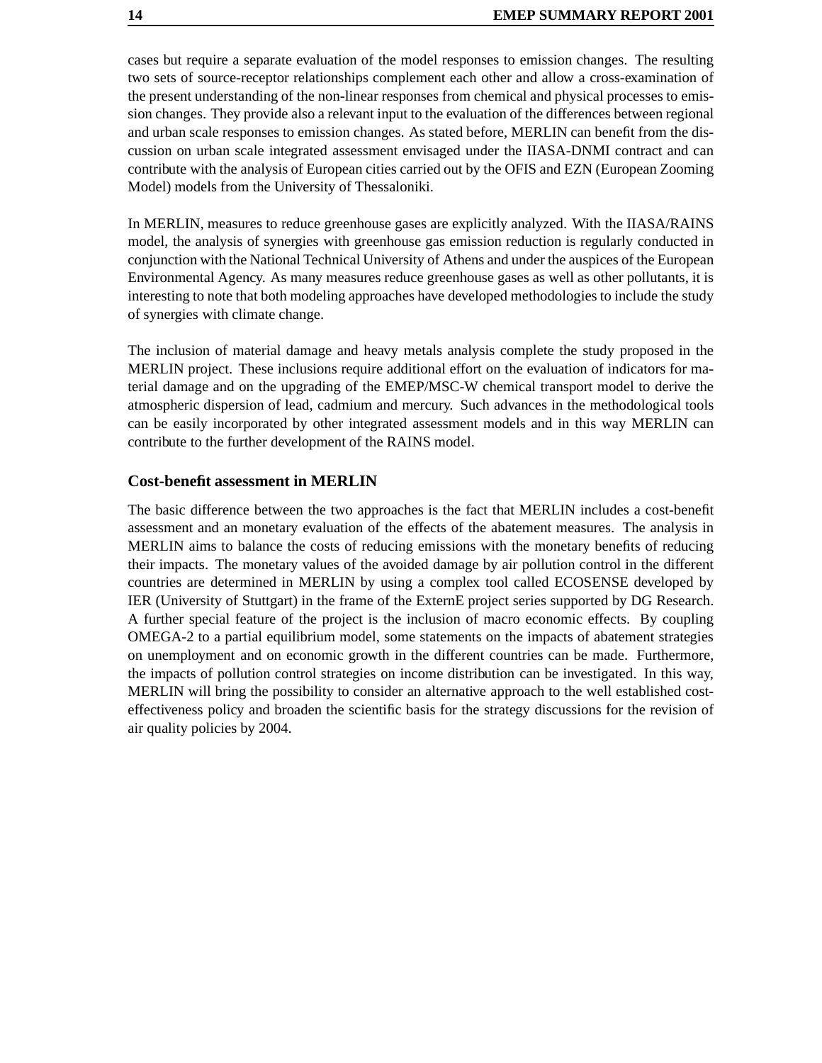cases but require a separate evaluation of the model responses to emission changes. The resulting two sets of source-receptor relationships complement each other and allow a cross-examination of the present understanding of the non-linear responses from chemical and physical processes to emission changes. They provide also a relevant input to the evaluation of the differences between regional and urban scale responses to emission changes. As stated before, MERLIN can benefit from the discussion on urban scale integrated assessment envisaged under the IIASA-DNMI contract and can contribute with the analysis of European cities carried out by the OFIS and EZN (European Zooming Model) models from the University of Thessaloniki.

In MERLIN, measures to reduce greenhouse gases are explicitly analyzed. With the IIASA/RAINS model, the analysis of synergies with greenhouse gas emission reduction is regularly conducted in conjunction with the National Technical University of Athens and under the auspices of the European Environmental Agency. As many measures reduce greenhouse gases as well as other pollutants, it is interesting to note that both modeling approaches have developed methodologies to include the study of synergies with climate change.

The inclusion of material damage and heavy metals analysis complete the study proposed in the MERLIN project. These inclusions require additional effort on the evaluation of indicators for material damage and on the upgrading of the EMEP/MSC-W chemical transport model to derive the atmospheric dispersion of lead, cadmium and mercury. Such advances in the methodological tools can be easily incorporated by other integrated assessment models and in this way MERLIN can contribute to the further development of the RAINS model.

### Cost-benefit assessment in MERLIN

The basic difference between the two approaches is the fact that MERLIN includes a cost-benefit assessment and an monetary evaluation of the effects of the abatement measures. The analysis in MERLIN aims to balance the costs of reducing emissions with the monetary benefits of reducing their impacts. The monetary values of the avoided damage by air pollution control in the different countries are determined in MERLIN by using a complex tool called ECOSENSE developed by IER (University of Stuttgart) in the frame of the ExternE project series supported by DG Research. A further special feature of the project is the inclusion of macro economic effects. By coupling OMEGA-2 to a partial equilibrium model, some statements on the impacts of abatement strategies on unemployment and on economic growth in the different countries can be made. Furthermore, the impacts of pollution control strategies on income distribution can be investigated. In this way, MERLIN will bring the possibility to consider an alternative approach to the well established cost-effectiveness policy and broaden the scientific basis for the strategy discussions for the revision of air quality policies by 2004.